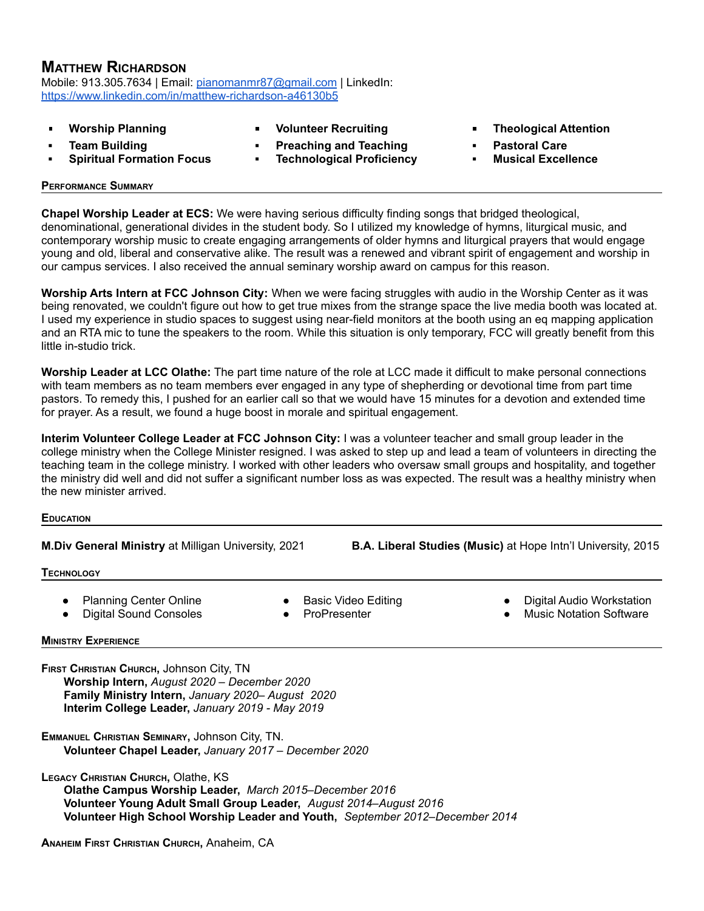# Matthew Richardson

Mobile: 913.305.7634 | Email: pianomanmr87@gmail.com | LinkedIn: https://www.linkedin.com/in/matthew-richardson-a46130b5

- **Worship Planning**
- **Team Building**
- **Spiritual Formation Focus**
- **Volunteer Recruiting**
- **Preaching and Teaching**
- **Technological Proficiency**
- **Theological Attention**
- **Pastoral Care**
- **Musical Excellence**

## Performance Summary

**Chapel Worship Leader at ECS:** We were having serious difficulty finding songs that bridged theological, denominational, generational divides in the student body. So I utilized my knowledge of hymns, liturgical music, and contemporary worship music to create engaging arrangements of older hymns and liturgical prayers that would engage young and old, liberal and conservative alike. The result was a renewed and vibrant spirit of engagement and worship in our campus services. I also received the annual seminary worship award on campus for this reason.

**Worship Arts Intern at FCC Johnson City:** When we were facing struggles with audio in the Worship Center as it was being renovated, we couldn't figure out how to get true mixes from the strange space the live media booth was located at. I used my experience in studio spaces to suggest using near-field monitors at the booth using an eq mapping application and an RTA mic to tune the speakers to the room. While this situation is only temporary, FCC will greatly benefit from this little in-studio trick.

**Worship Leader at LCC Olathe:** The part time nature of the role at LCC made it difficult to make personal connections with team members as no team members ever engaged in any type of shepherding or devotional time from part time pastors. To remedy this, I pushed for an earlier call so that we would have 15 minutes for a devotion and extended time for prayer. As a result, we found a huge boost in morale and spiritual engagement.

**Interim Volunteer College Leader at FCC Johnson City:** I was a volunteer teacher and small group leader in the college ministry when the College Minister resigned. I was asked to step up and lead a team of volunteers in directing the teaching team in the college ministry. I worked with other leaders who oversaw small groups and hospitality, and together the ministry did well and did not suffer a significant number loss as was expected. The result was a healthy ministry when the new minister arrived.

## Education

**M.Div General Ministry** at Milligan University, 2021

**B.A. Liberal Studies (Music)** at Hope Intn'l University, 2015

## Technology

- Planning Center Online
- Digital Sound Consoles
- Basic Video Editing
- ProPresenter
- Digital Audio Workstation
- Music Notation Software

## Ministry Experience

**First Christian Church,** Johnson City, TN
- **Worship Intern,** *August 2020 – December 2020*
- **Family Ministry Intern,** *January 2020– August 2020*
- **Interim College Leader,** *January 2019 - May 2019*

**Emmanuel Christian Seminary,** Johnson City, TN.
- **Volunteer Chapel Leader,** *January 2017 – December 2020*

**Legacy Christian Church,** Olathe, KS
- **Olathe Campus Worship Leader,** *March 2015–December 2016*
- **Volunteer Young Adult Small Group Leader,** *August 2014–August 2016*
- **Volunteer High School Worship Leader and Youth,** *September 2012–December 2014*

**Anaheim First Christian Church,** Anaheim, CA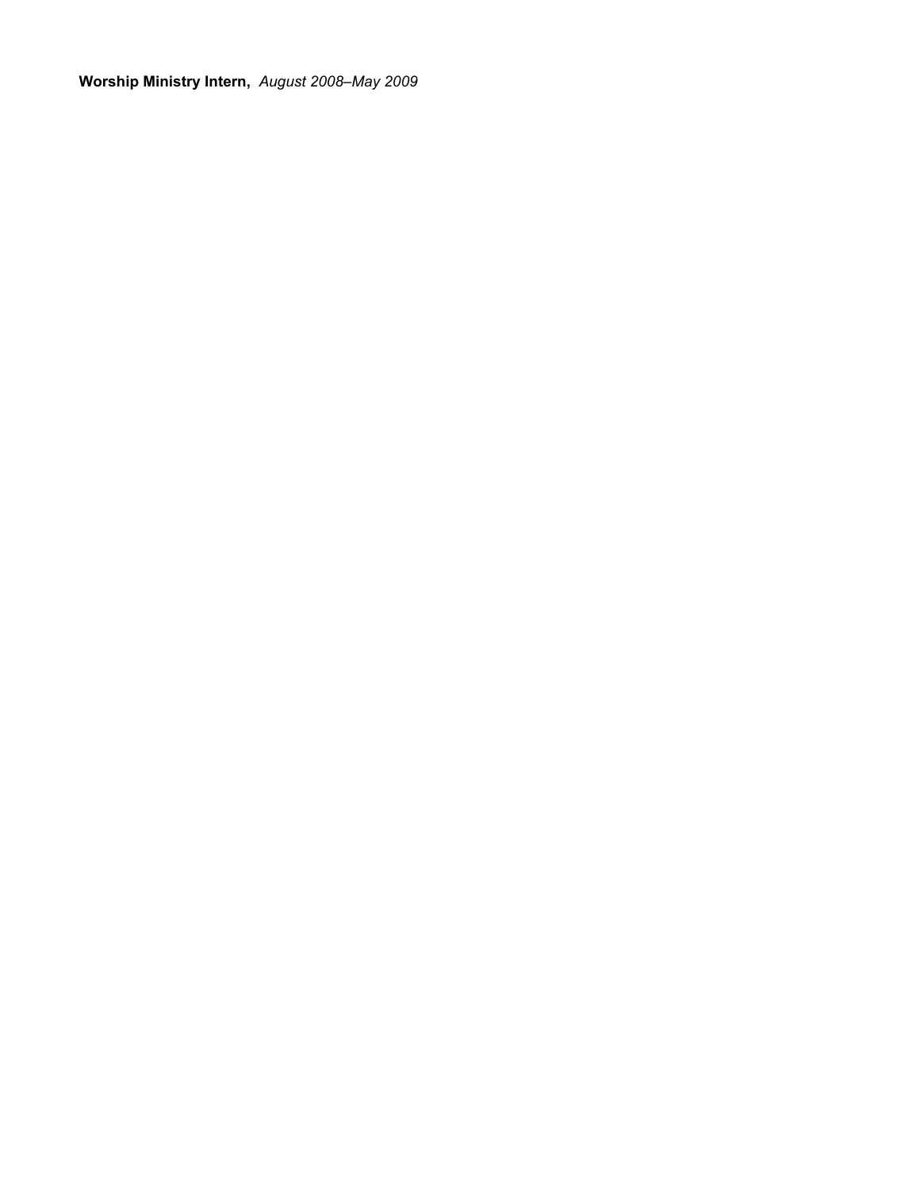**Worship Ministry Intern,** *August 2008–May 2009*